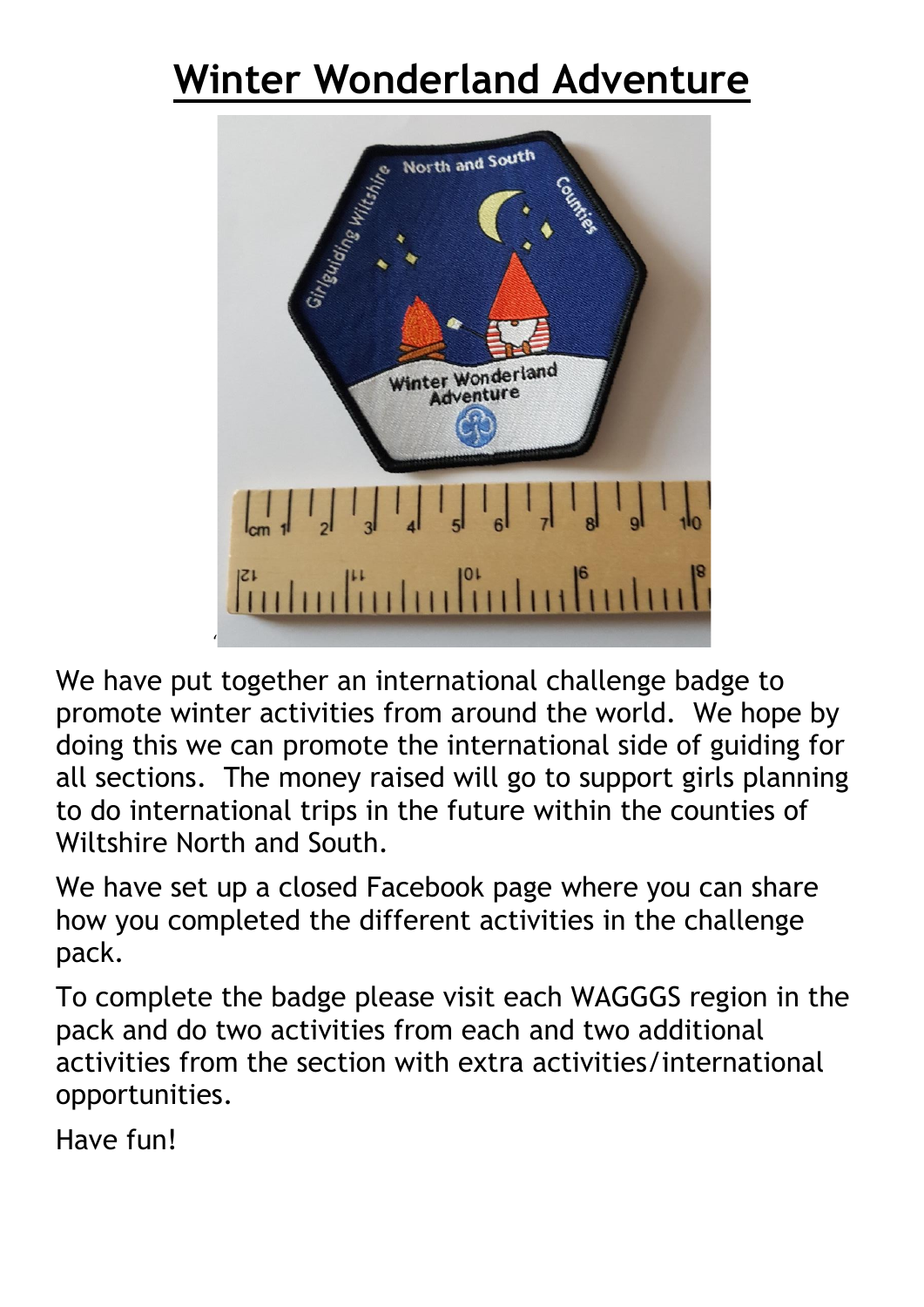# Winter Wonderland Adventure

We have put together an international challenge badge to promote winter activities from around the world. We hope by doing this we can promote the international side of guiding for all sections. The money raised will go to support girls planning to do international trips in the future within the counties of Wiltshire North and South.

We have set up a closed Facebook page where you can share how you completed the different activities in the challenge pack.

To complete the badge please visit each WAGGGS region in the pack and do two activities from each and two additional activities from the section with extra activities/international opportunities.

Have fun!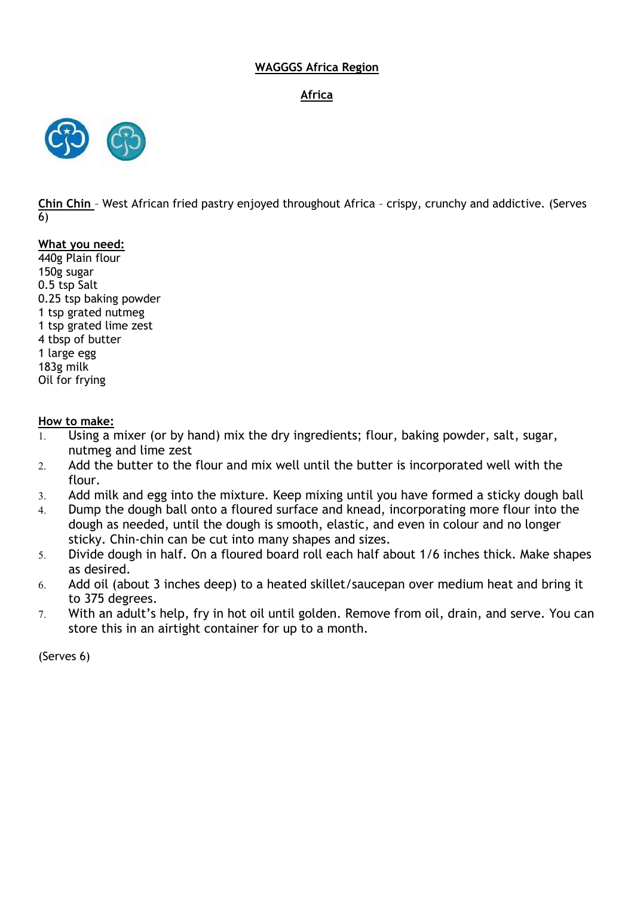**WAGGGS Africa Region**

**Africa**

**Chin Chin** – West African fried pastry enjoyed throughout Africa – crispy, crunchy and addictive. (Serves 6)

**What you need:**

440g Plain flour
150g sugar
0.5 tsp Salt
0.25 tsp baking powder
1 tsp grated nutmeg
1 tsp grated lime zest
4 tbsp of butter
1 large egg
183g milk
Oil for frying

**How to make:**

1. Using a mixer (or by hand) mix the dry ingredients; flour, baking powder, salt, sugar, nutmeg and lime zest
2. Add the butter to the flour and mix well until the butter is incorporated well with the flour.
3. Add milk and egg into the mixture. Keep mixing until you have formed a sticky dough ball
4. Dump the dough ball onto a floured surface and knead, incorporating more flour into the dough as needed, until the dough is smooth, elastic, and even in colour and no longer sticky. Chin-chin can be cut into many shapes and sizes.
5. Divide dough in half. On a floured board roll each half about 1/6 inches thick. Make shapes as desired.
6. Add oil (about 3 inches deep) to a heated skillet/saucepan over medium heat and bring it to 375 degrees.
7. With an adult's help, fry in hot oil until golden. Remove from oil, drain, and serve. You can store this in an airtight container for up to a month.

(Serves 6)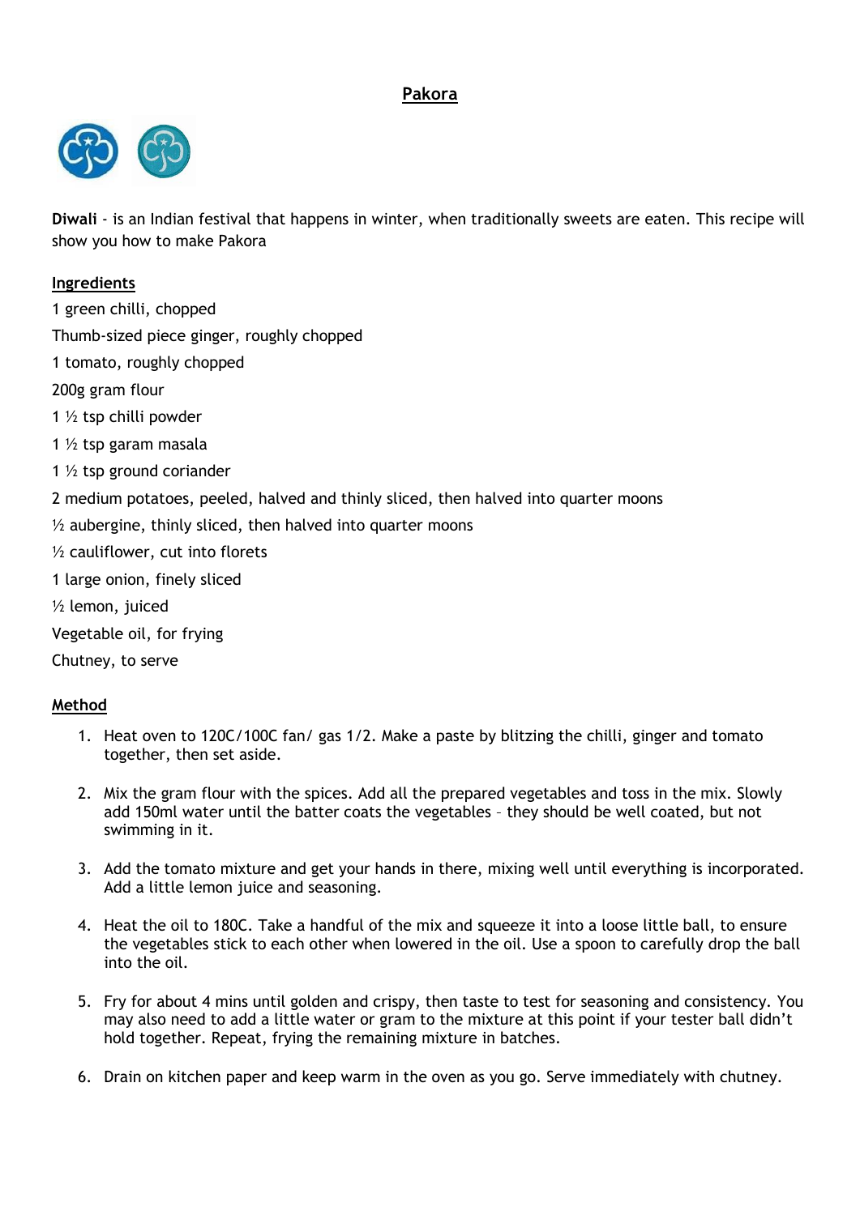# Pakora

**Diwali** - is an Indian festival that happens in winter, when traditionally sweets are eaten. This recipe will show you how to make Pakora

## Ingredients

1 green chilli, chopped

Thumb-sized piece ginger, roughly chopped

1 tomato, roughly chopped

200g gram flour

1 ½ tsp chilli powder

1 ½ tsp garam masala

1 ½ tsp ground coriander

2 medium potatoes, peeled, halved and thinly sliced, then halved into quarter moons

½ aubergine, thinly sliced, then halved into quarter moons

½ cauliflower, cut into florets

1 large onion, finely sliced

½ lemon, juiced

Vegetable oil, for frying

Chutney, to serve

## Method

1. Heat oven to 120C/100C fan/ gas 1/2. Make a paste by blitzing the chilli, ginger and tomato together, then set aside.

2. Mix the gram flour with the spices. Add all the prepared vegetables and toss in the mix. Slowly add 150ml water until the batter coats the vegetables – they should be well coated, but not swimming in it.

3. Add the tomato mixture and get your hands in there, mixing well until everything is incorporated. Add a little lemon juice and seasoning.

4. Heat the oil to 180C. Take a handful of the mix and squeeze it into a loose little ball, to ensure the vegetables stick to each other when lowered in the oil. Use a spoon to carefully drop the ball into the oil.

5. Fry for about 4 mins until golden and crispy, then taste to test for seasoning and consistency. You may also need to add a little water or gram to the mixture at this point if your tester ball didn't hold together. Repeat, frying the remaining mixture in batches.

6. Drain on kitchen paper and keep warm in the oven as you go. Serve immediately with chutney.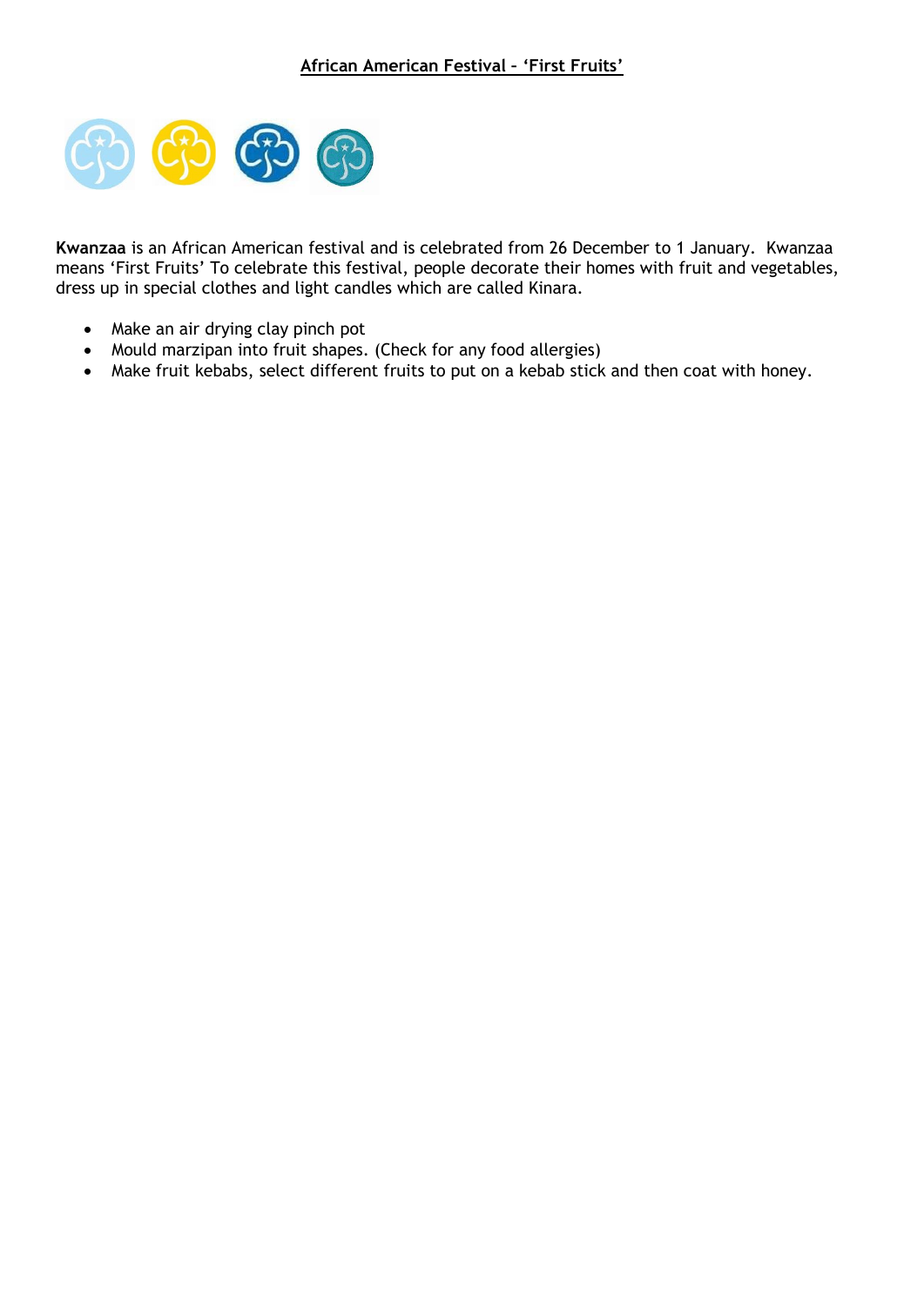## African American Festival – 'First Fruits'

**Kwanzaa** is an African American festival and is celebrated from 26 December to 1 January. Kwanzaa means 'First Fruits' To celebrate this festival, people decorate their homes with fruit and vegetables, dress up in special clothes and light candles which are called Kinara.

- Make an air drying clay pinch pot
- Mould marzipan into fruit shapes. (Check for any food allergies)
- Make fruit kebabs, select different fruits to put on a kebab stick and then coat with honey.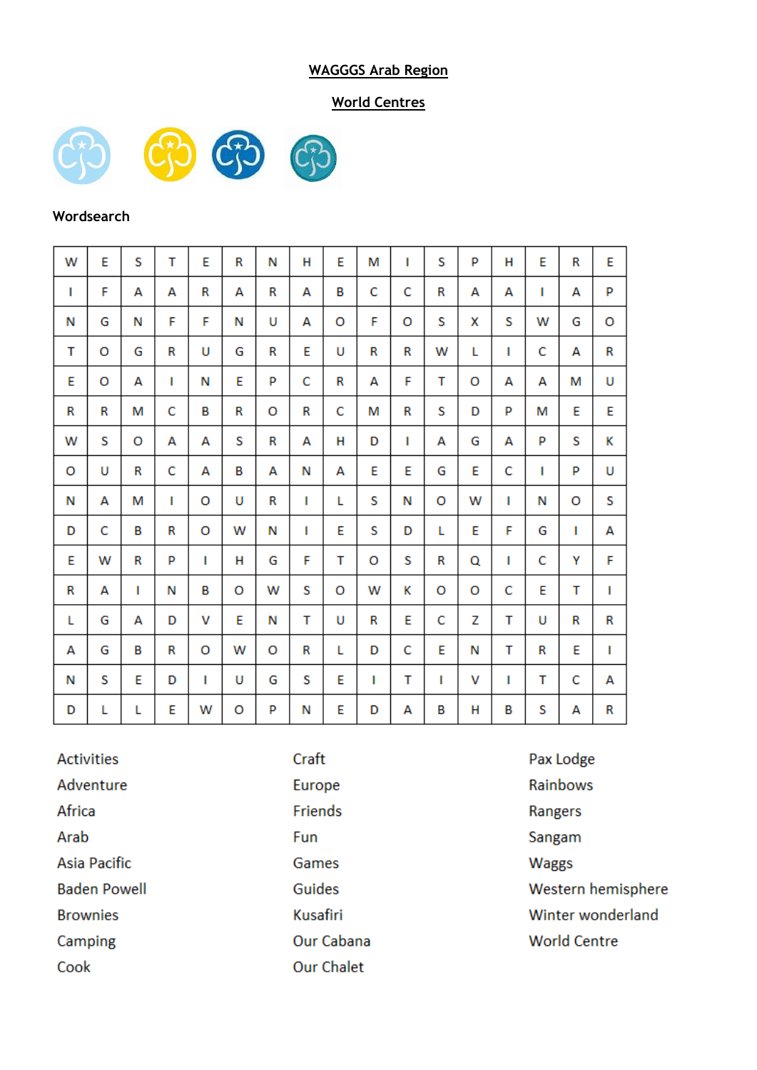WAGGGS Arab Region

World Centres

Wordsearch

| | | | | | | | | | | | | | | | | |
|---|---|---|---|---|---|---|---|---|---|---|---|---|---|---|---|---|
| W | E | S | T | E | R | N | H | E | M | I | S | P | H | E | R | E |
| I | F | A | A | R | A | R | A | B | C | C | R | A | A | I | A | P |
| N | G | N | F | F | N | U | A | O | F | O | S | X | S | W | G | O |
| T | O | G | R | U | G | R | E | U | R | R | W | L | I | C | A | R |
| E | O | A | I | N | E | P | C | R | A | F | T | O | A | A | M | U |
| R | R | M | C | B | R | O | R | C | M | R | S | D | P | M | E | E |
| W | S | O | A | A | S | R | A | H | D | I | A | G | A | P | S | K |
| O | U | R | C | A | B | A | N | A | E | E | G | E | C | I | P | U |
| N | A | M | I | O | U | R | I | L | S | N | O | W | I | N | O | S |
| D | C | B | R | O | W | N | I | E | S | D | L | E | F | G | I | A |
| E | W | R | P | I | H | G | F | T | O | S | R | Q | I | C | Y | F |
| R | A | I | N | B | O | W | S | O | W | K | O | O | C | E | T | I |
| L | G | A | D | V | E | N | T | U | R | E | C | Z | T | U | R | R |
| A | G | B | R | O | W | O | R | L | D | C | E | N | T | R | E | I |
| N | S | E | D | I | U | G | S | E | I | T | I | V | I | T | C | A |
| D | L | L | E | W | O | P | N | E | D | A | B | H | B | S | A | R |

- Activities
- Adventure
- Africa
- Arab
- Asia Pacific
- Baden Powell
- Brownies
- Camping
- Cook
- Craft
- Europe
- Friends
- Fun
- Games
- Guides
- Kusafiri
- Our Cabana
- Our Chalet
- Pax Lodge
- Rainbows
- Rangers
- Sangam
- Waggs
- Western hemisphere
- Winter wonderland
- World Centre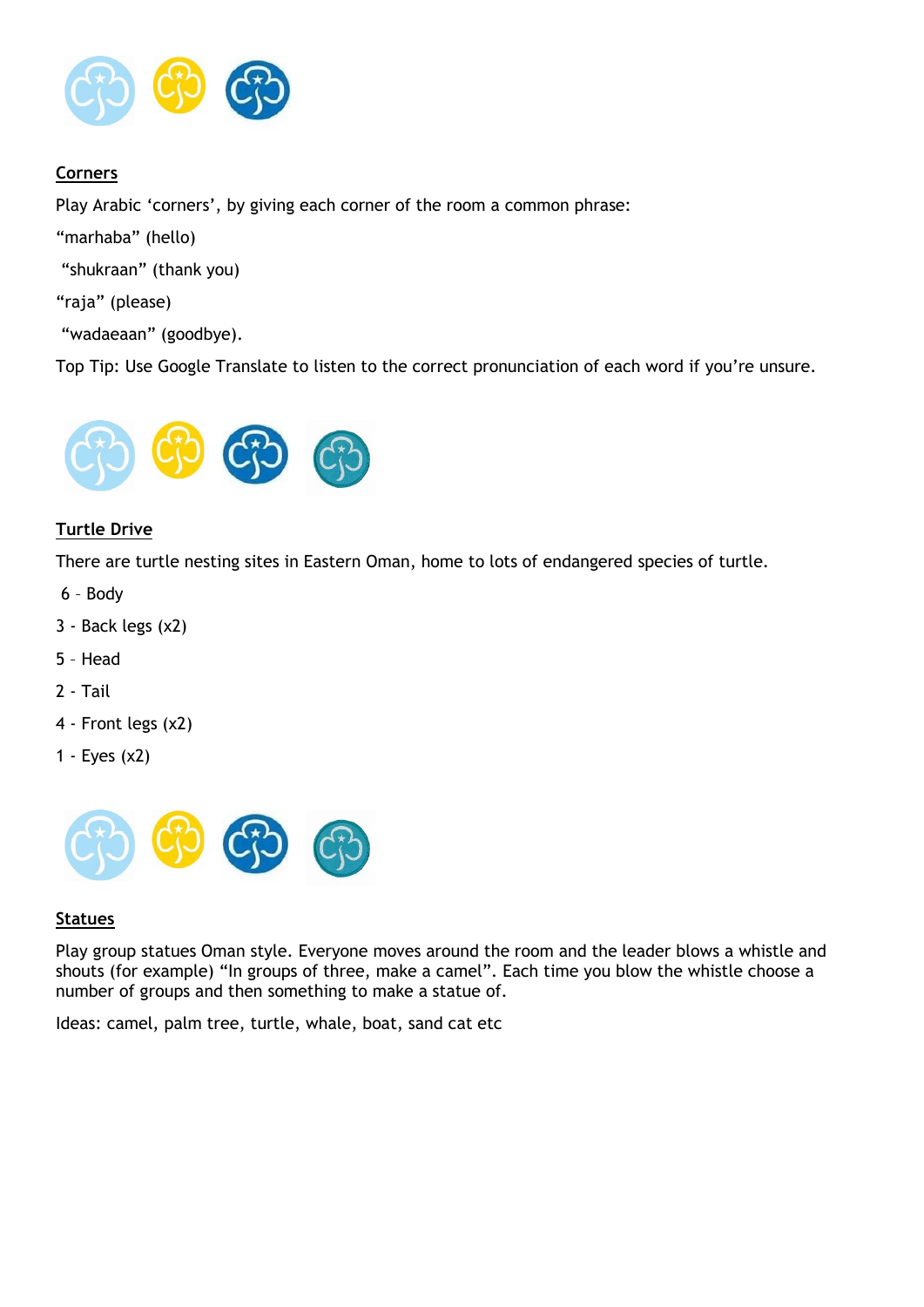## Corners

Play Arabic 'corners', by giving each corner of the room a common phrase:

"marhaba" (hello)

"shukraan" (thank you)

"raja" (please)

"wadaeaan" (goodbye).

Top Tip: Use Google Translate to listen to the correct pronunciation of each word if you're unsure.

## Turtle Drive

There are turtle nesting sites in Eastern Oman, home to lots of endangered species of turtle.

6 – Body

3 - Back legs (x2)

5 – Head

2 - Tail

4 - Front legs (x2)

1 - Eyes (x2)

## Statues

Play group statues Oman style. Everyone moves around the room and the leader blows a whistle and shouts (for example) "In groups of three, make a camel". Each time you blow the whistle choose a number of groups and then something to make a statue of.

Ideas: camel, palm tree, turtle, whale, boat, sand cat etc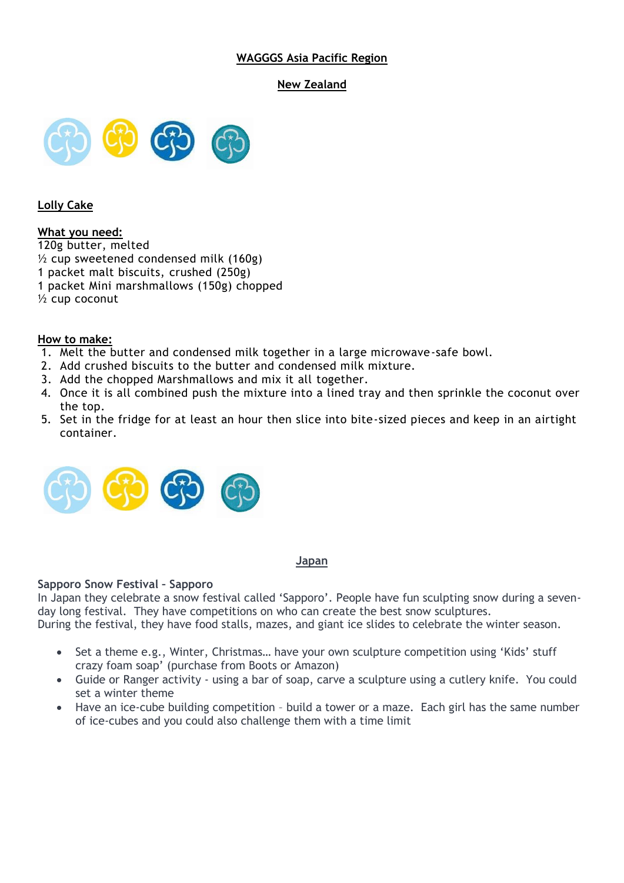## WAGGGS Asia Pacific Region

## New Zealand

### Lolly Cake

**What you need:**

120g butter, melted
½ cup sweetened condensed milk (160g)
1 packet malt biscuits, crushed (250g)
1 packet Mini marshmallows (150g) chopped
½ cup coconut

**How to make:**

1. Melt the butter and condensed milk together in a large microwave-safe bowl.
2. Add crushed biscuits to the butter and condensed milk mixture.
3. Add the chopped Marshmallows and mix it all together.
4. Once it is all combined push the mixture into a lined tray and then sprinkle the coconut over the top.
5. Set in the fridge for at least an hour then slice into bite-sized pieces and keep in an airtight container.

## Japan

**Sapporo Snow Festival - Sapporo**

In Japan they celebrate a snow festival called 'Sapporo'. People have fun sculpting snow during a seven-day long festival. They have competitions on who can create the best snow sculptures.
During the festival, they have food stalls, mazes, and giant ice slides to celebrate the winter season.

- Set a theme e.g., Winter, Christmas… have your own sculpture competition using 'Kids' stuff crazy foam soap' (purchase from Boots or Amazon)
- Guide or Ranger activity - using a bar of soap, carve a sculpture using a cutlery knife. You could set a winter theme
- Have an ice-cube building competition – build a tower or a maze. Each girl has the same number of ice-cubes and you could also challenge them with a time limit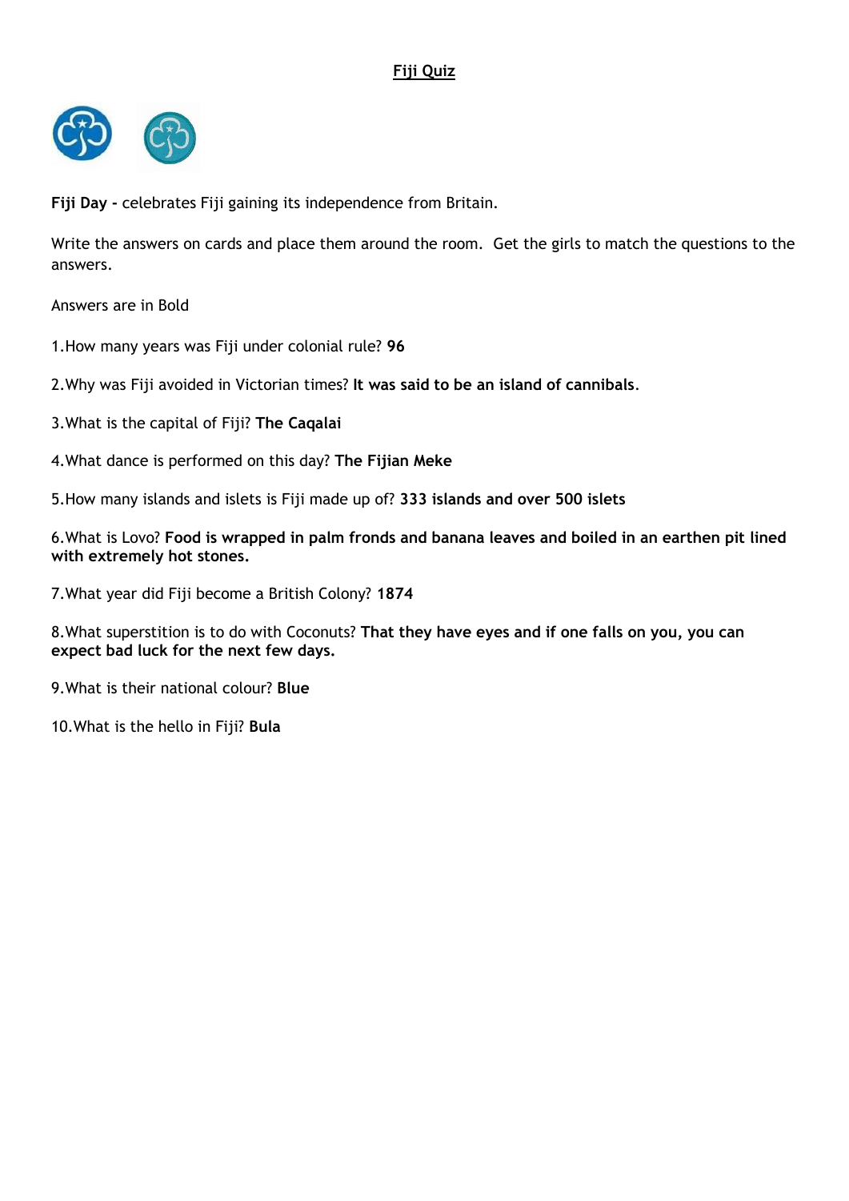**Fiji Quiz**

**Fiji Day -** celebrates Fiji gaining its independence from Britain.

Write the answers on cards and place them around the room. Get the girls to match the questions to the answers.

Answers are in Bold

1. How many years was Fiji under colonial rule? **96**

2. Why was Fiji avoided in Victorian times? **It was said to be an island of cannibals**.

3. What is the capital of Fiji? **The Caqalai**

4. What dance is performed on this day? **The Fijian Meke**

5. How many islands and islets is Fiji made up of? **333 islands and over 500 islets**

6. What is Lovo? **Food is wrapped in palm fronds and banana leaves and boiled in an earthen pit lined with extremely hot stones.**

7. What year did Fiji become a British Colony? **1874**

8. What superstition is to do with Coconuts? **That they have eyes and if one falls on you, you can expect bad luck for the next few days.**

9. What is their national colour? **Blue**

10. What is the hello in Fiji? **Bula**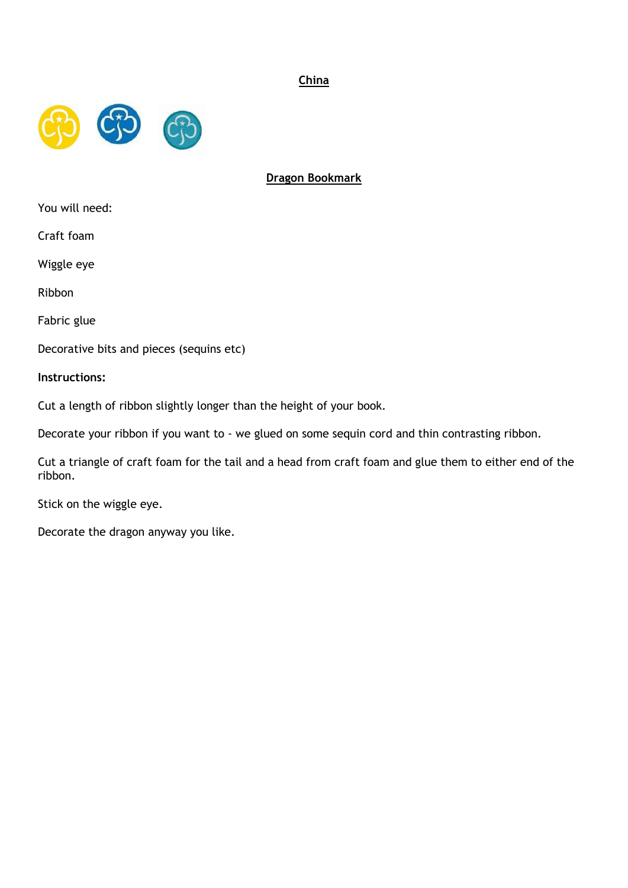# China

## Dragon Bookmark

You will need:

Craft foam

Wiggle eye

Ribbon

Fabric glue

Decorative bits and pieces (sequins etc)

**Instructions:**

Cut a length of ribbon slightly longer than the height of your book.

Decorate your ribbon if you want to - we glued on some sequin cord and thin contrasting ribbon.

Cut a triangle of craft foam for the tail and a head from craft foam and glue them to either end of the ribbon.

Stick on the wiggle eye.

Decorate the dragon anyway you like.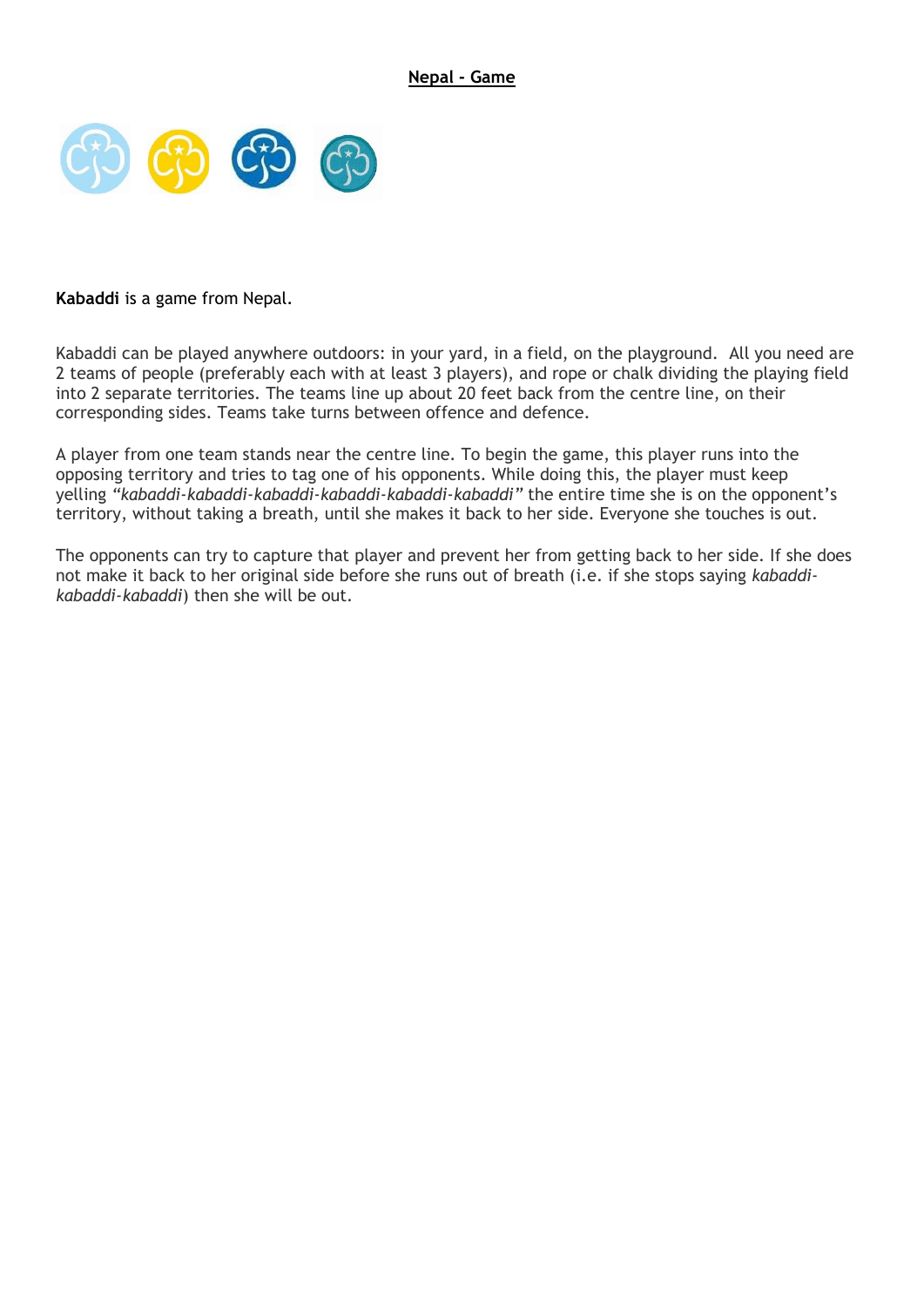## Nepal - Game

**Kabaddi** is a game from Nepal.

Kabaddi can be played anywhere outdoors: in your yard, in a field, on the playground. All you need are 2 teams of people (preferably each with at least 3 players), and rope or chalk dividing the playing field into 2 separate territories. The teams line up about 20 feet back from the centre line, on their corresponding sides. Teams take turns between offence and defence.

A player from one team stands near the centre line. To begin the game, this player runs into the opposing territory and tries to tag one of his opponents. While doing this, the player must keep yelling *"kabaddi-kabaddi-kabaddi-kabaddi-kabaddi-kabaddi"* the entire time she is on the opponent's territory, without taking a breath, until she makes it back to her side. Everyone she touches is out.

The opponents can try to capture that player and prevent her from getting back to her side. If she does not make it back to her original side before she runs out of breath (i.e. if she stops saying *kabaddi-kabaddi-kabaddi*) then she will be out.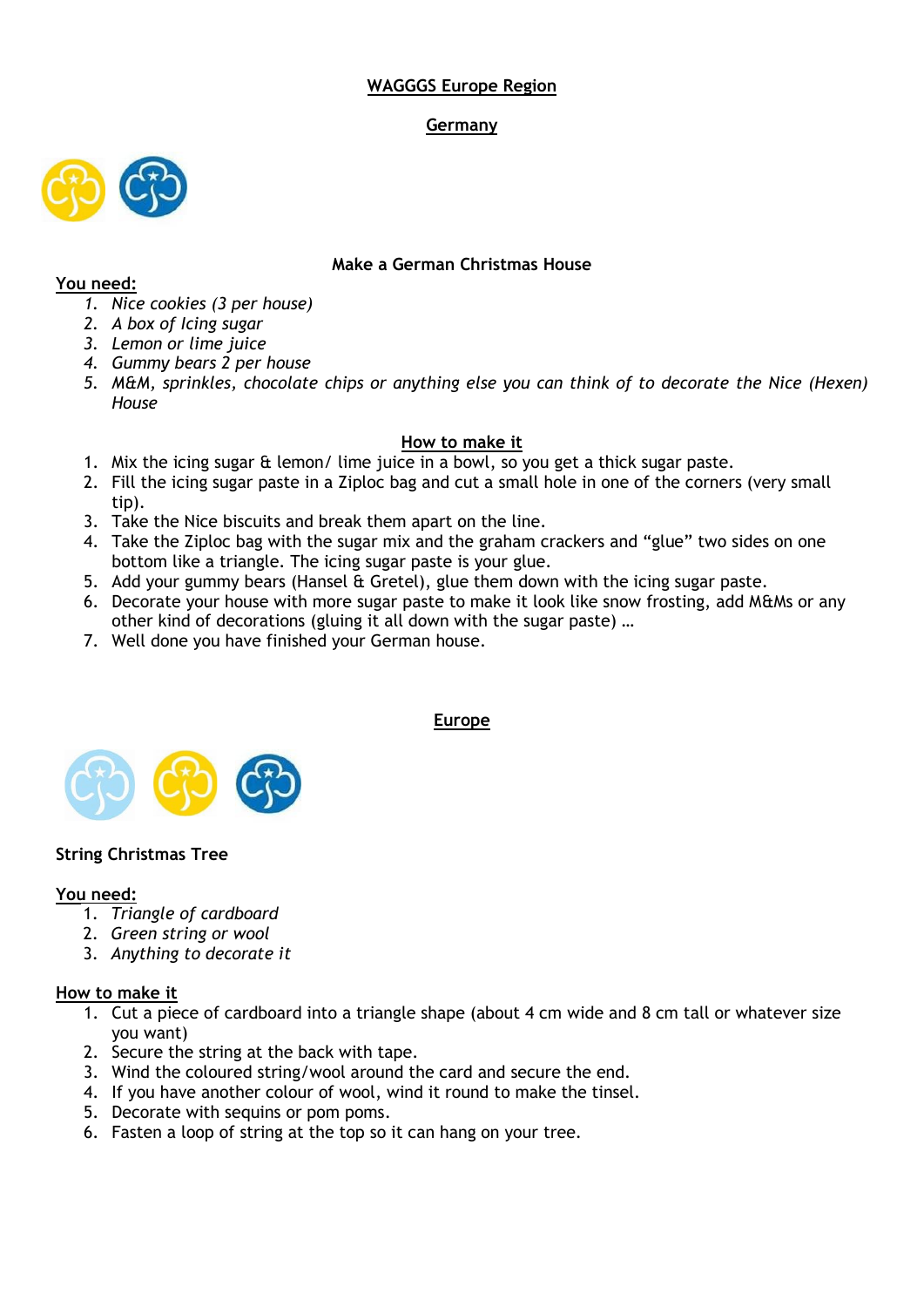**WAGGGS Europe Region**

**Germany**

**Make a German Christmas House**

**You need:**

1. *Nice cookies (3 per house)*
2. *A box of Icing sugar*
3. *Lemon or lime juice*
4. *Gummy bears 2 per house*
5. *M&M, sprinkles, chocolate chips or anything else you can think of to decorate the Nice (Hexen) House*

**How to make it**

1. Mix the icing sugar & lemon/ lime juice in a bowl, so you get a thick sugar paste.
2. Fill the icing sugar paste in a Ziploc bag and cut a small hole in one of the corners (very small tip).
3. Take the Nice biscuits and break them apart on the line.
4. Take the Ziploc bag with the sugar mix and the graham crackers and "glue" two sides on one bottom like a triangle. The icing sugar paste is your glue.
5. Add your gummy bears (Hansel & Gretel), glue them down with the icing sugar paste.
6. Decorate your house with more sugar paste to make it look like snow frosting, add M&Ms or any other kind of decorations (gluing it all down with the sugar paste) …
7. Well done you have finished your German house.

**Europe**

**String Christmas Tree**

**You need:**

1. *Triangle of cardboard*
2. *Green string or wool*
3. *Anything to decorate it*

**How to make it**

1. Cut a piece of cardboard into a triangle shape (about 4 cm wide and 8 cm tall or whatever size you want)
2. Secure the string at the back with tape.
3. Wind the coloured string/wool around the card and secure the end.
4. If you have another colour of wool, wind it round to make the tinsel.
5. Decorate with sequins or pom poms.
6. Fasten a loop of string at the top so it can hang on your tree.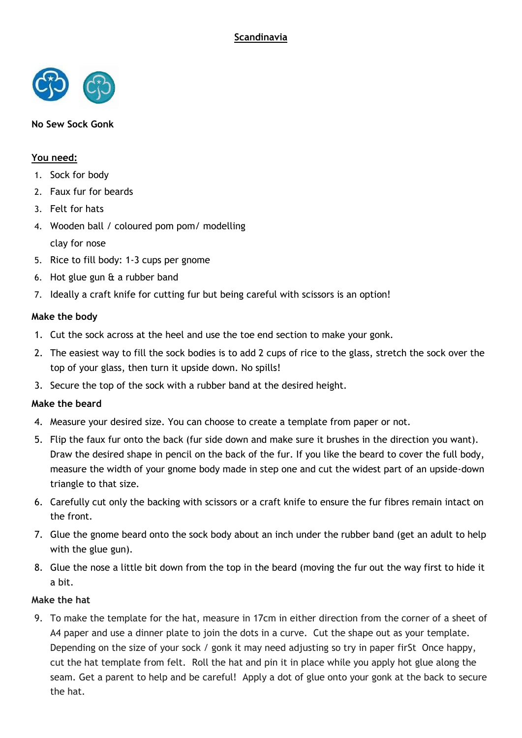# Scandinavia

**No Sew Sock Gonk**

**You need:**

1. Sock for body
2. Faux fur for beards
3. Felt for hats
4. Wooden ball / coloured pom pom/ modelling clay for nose
5. Rice to fill body: 1-3 cups per gnome
6. Hot glue gun & a rubber band
7. Ideally a craft knife for cutting fur but being careful with scissors is an option!

**Make the body**

1. Cut the sock across at the heel and use the toe end section to make your gonk.
2. The easiest way to fill the sock bodies is to add 2 cups of rice to the glass, stretch the sock over the top of your glass, then turn it upside down. No spills!
3. Secure the top of the sock with a rubber band at the desired height.

**Make the beard**

4. Measure your desired size. You can choose to create a template from paper or not.
5. Flip the faux fur onto the back (fur side down and make sure it brushes in the direction you want). Draw the desired shape in pencil on the back of the fur. If you like the beard to cover the full body, measure the width of your gnome body made in step one and cut the widest part of an upside-down triangle to that size.
6. Carefully cut only the backing with scissors or a craft knife to ensure the fur fibres remain intact on the front.
7. Glue the gnome beard onto the sock body about an inch under the rubber band (get an adult to help with the glue gun).
8. Glue the nose a little bit down from the top in the beard (moving the fur out the way first to hide it a bit.

**Make the hat**

9. To make the template for the hat, measure in 17cm in either direction from the corner of a sheet of A4 paper and use a dinner plate to join the dots in a curve. Cut the shape out as your template. Depending on the size of your sock / gonk it may need adjusting so try in paper firSt Once happy, cut the hat template from felt. Roll the hat and pin it in place while you apply hot glue along the seam. Get a parent to help and be careful! Apply a dot of glue onto your gonk at the back to secure the hat.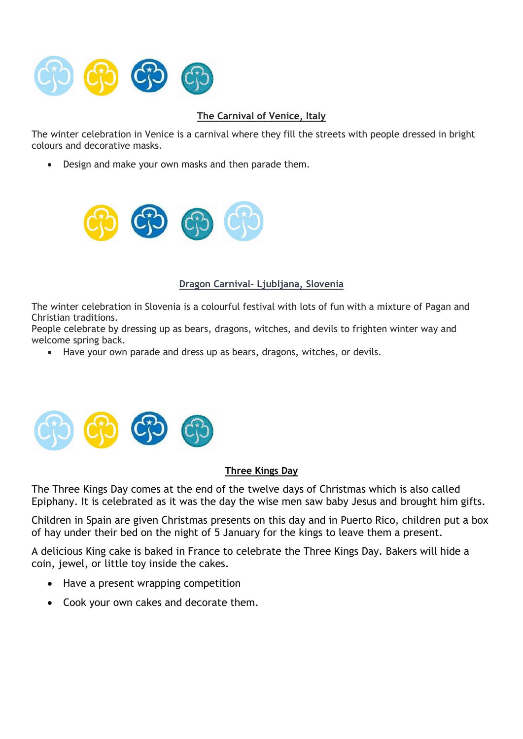## The Carnival of Venice, Italy

The winter celebration in Venice is a carnival where they fill the streets with people dressed in bright colours and decorative masks.

- Design and make your own masks and then parade them.

## Dragon Carnival- Ljubljana, Slovenia

The winter celebration in Slovenia is a colourful festival with lots of fun with a mixture of Pagan and Christian traditions.
People celebrate by dressing up as bears, dragons, witches, and devils to frighten winter way and welcome spring back.

- Have your own parade and dress up as bears, dragons, witches, or devils.

## Three Kings Day

The Three Kings Day comes at the end of the twelve days of Christmas which is also called Epiphany. It is celebrated as it was the day the wise men saw baby Jesus and brought him gifts.

Children in Spain are given Christmas presents on this day and in Puerto Rico, children put a box of hay under their bed on the night of 5 January for the kings to leave them a present.

A delicious King cake is baked in France to celebrate the Three Kings Day. Bakers will hide a coin, jewel, or little toy inside the cakes.

- Have a present wrapping competition
- Cook your own cakes and decorate them.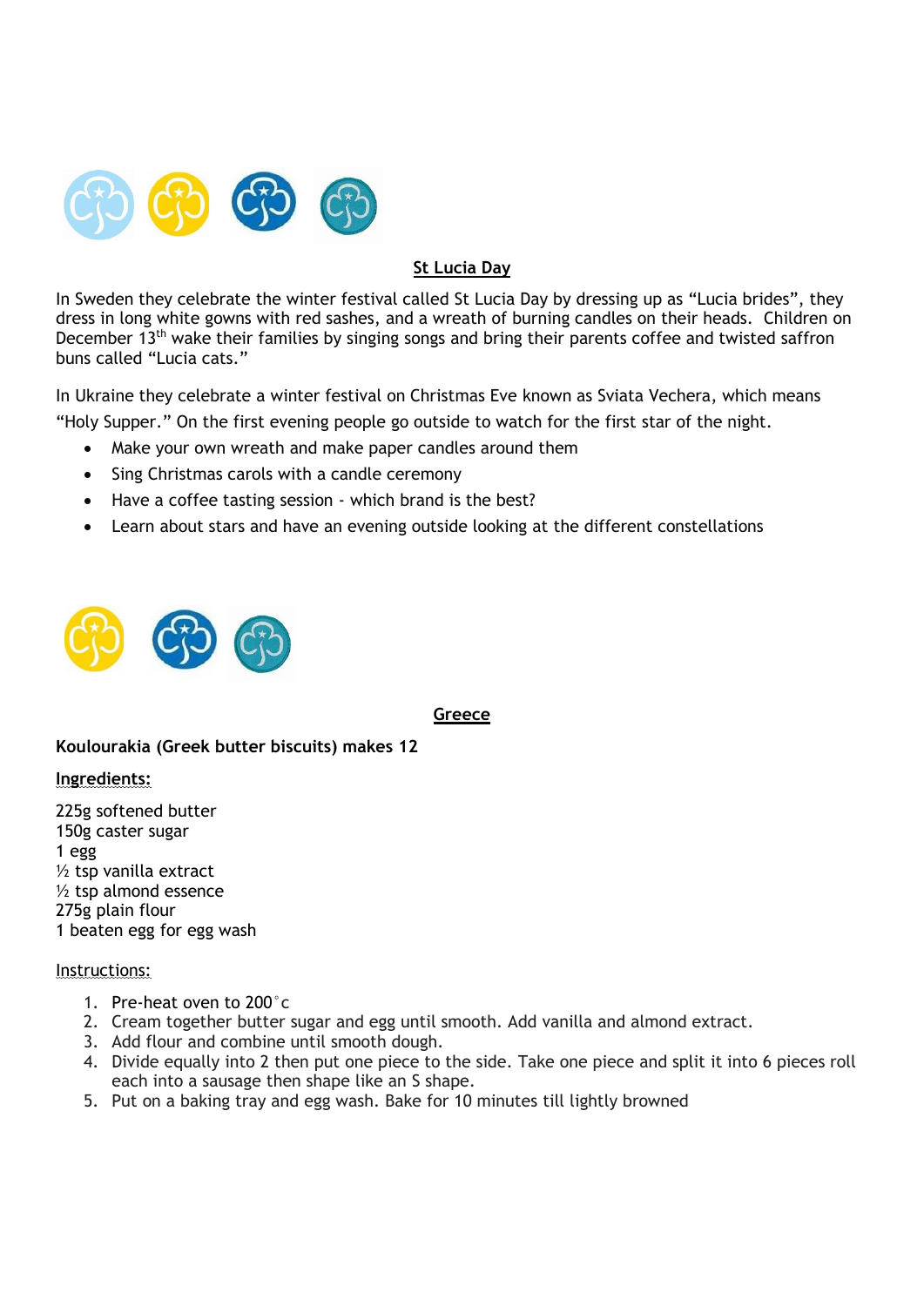## St Lucia Day

In Sweden they celebrate the winter festival called St Lucia Day by dressing up as "Lucia brides", they dress in long white gowns with red sashes, and a wreath of burning candles on their heads. Children on December 13th wake their families by singing songs and bring their parents coffee and twisted saffron buns called "Lucia cats."

In Ukraine they celebrate a winter festival on Christmas Eve known as Sviata Vechera, which means "Holy Supper." On the first evening people go outside to watch for the first star of the night.

- Make your own wreath and make paper candles around them
- Sing Christmas carols with a candle ceremony
- Have a coffee tasting session - which brand is the best?
- Learn about stars and have an evening outside looking at the different constellations

## Greece

**Koulourakia (Greek butter biscuits) makes 12**

Ingredients:

225g softened butter
150g caster sugar
1 egg
½ tsp vanilla extract
½ tsp almond essence
275g plain flour
1 beaten egg for egg wash

Instructions:

1. Pre-heat oven to 200°c
2. Cream together butter sugar and egg until smooth. Add vanilla and almond extract.
3. Add flour and combine until smooth dough.
4. Divide equally into 2 then put one piece to the side. Take one piece and split it into 6 pieces roll each into a sausage then shape like an S shape.
5. Put on a baking tray and egg wash. Bake for 10 minutes till lightly browned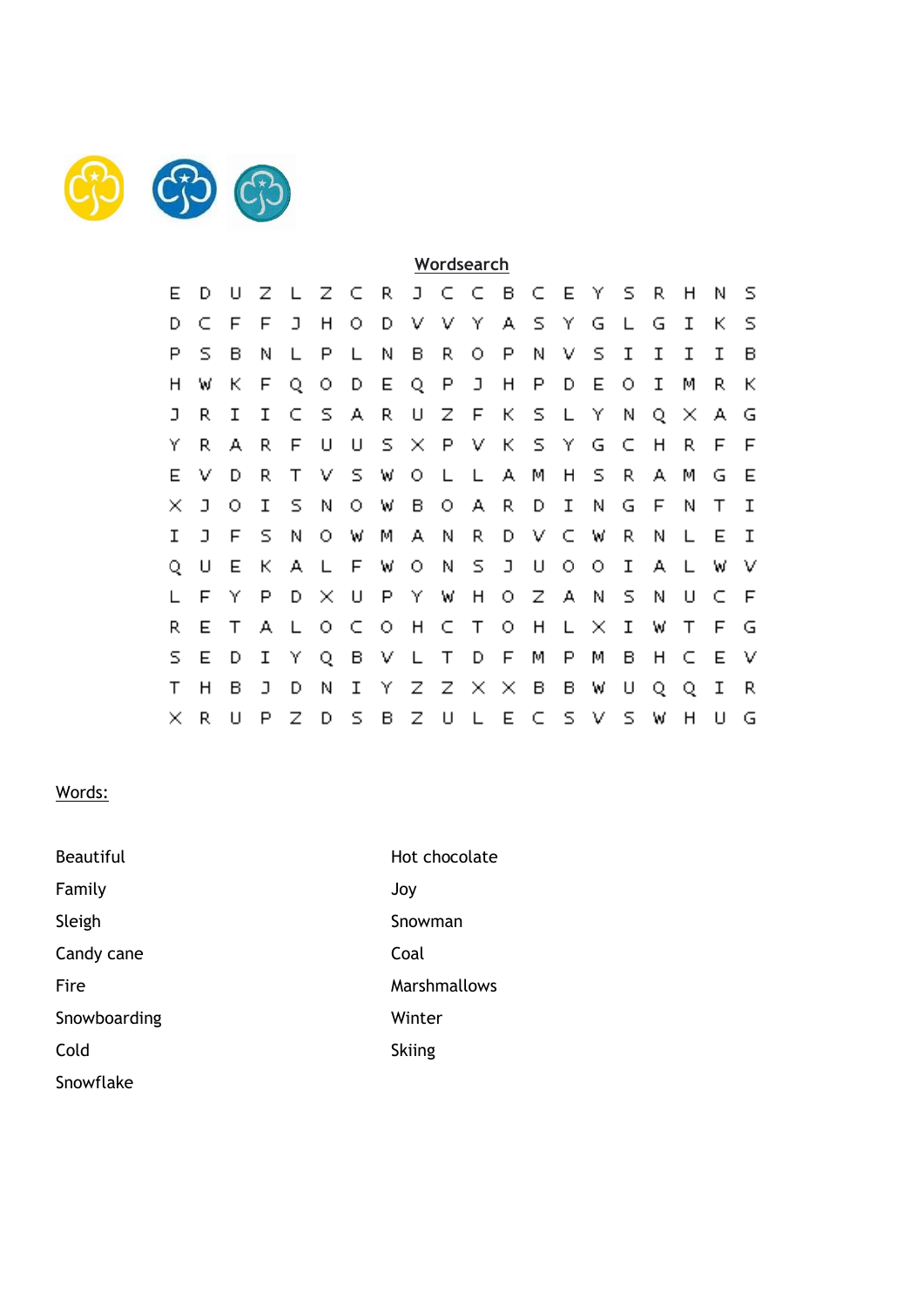## Wordsearch

```
E D U Z L Z C R J C C B C E Y S R H N S
D C F F J H O D V V Y A S Y G L G I K S
P S B N L P L N B R O P N V S I I I I B
H W K F Q O D E Q P J H P D E O I M R K
J R I I C S A R U Z F K S L Y N Q X A G
Y R A R F U U S X P V K S Y G C H R F F
E V D R T V S W O L L A M H S R A M G E
X J O I S N O W B O A R D I N G F N T I
I J F S N O W M A N R D V C W R N L E I
Q U E K A L F W O N S J U O O I A L W V
L F Y P D X U P Y W H O Z A N S N U C F
R E T A L O C O H C T O H L X I W T F G
S E D I Y Q B V L T D F M P M B H C E V
T H B J D N I Y Z Z X X B B W U Q Q I R
X R U P Z D S B Z U L E C S V S W H U G
```

**Words:**

| | |
|---|---|
| Beautiful | Hot chocolate |
| Family | Joy |
| Sleigh | Snowman |
| Candy cane | Coal |
| Fire | Marshmallows |
| Snowboarding | Winter |
| Cold | Skiing |
| Snowflake | |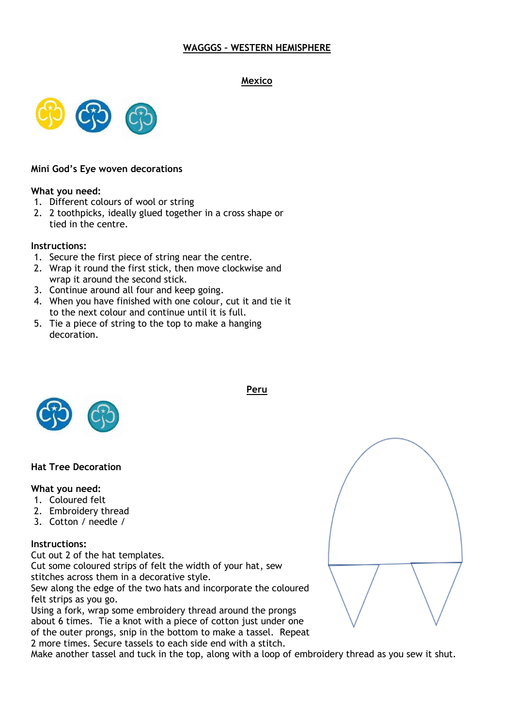## WAGGGS – WESTERN HEMISPHERE

### Mexico

**Mini God's Eye woven decorations**

**What you need:**

1. Different colours of wool or string
2. 2 toothpicks, ideally glued together in a cross shape or tied in the centre.

**Instructions:**

1. Secure the first piece of string near the centre.
2. Wrap it round the first stick, then move clockwise and wrap it around the second stick.
3. Continue around all four and keep going.
4. When you have finished with one colour, cut it and tie it to the next colour and continue until it is full.
5. Tie a piece of string to the top to make a hanging decoration.

### Peru

**Hat Tree Decoration**

**What you need:**

1. Coloured felt
2. Embroidery thread
3. Cotton / needle /

**Instructions:**

Cut out 2 of the hat templates.
Cut some coloured strips of felt the width of your hat, sew stitches across them in a decorative style.
Sew along the edge of the two hats and incorporate the coloured felt strips as you go.
Using a fork, wrap some embroidery thread around the prongs about 6 times. Tie a knot with a piece of cotton just under one of the outer prongs, snip in the bottom to make a tassel. Repeat 2 more times. Secure tassels to each side end with a stitch.
Make another tassel and tuck in the top, along with a loop of embroidery thread as you sew it shut.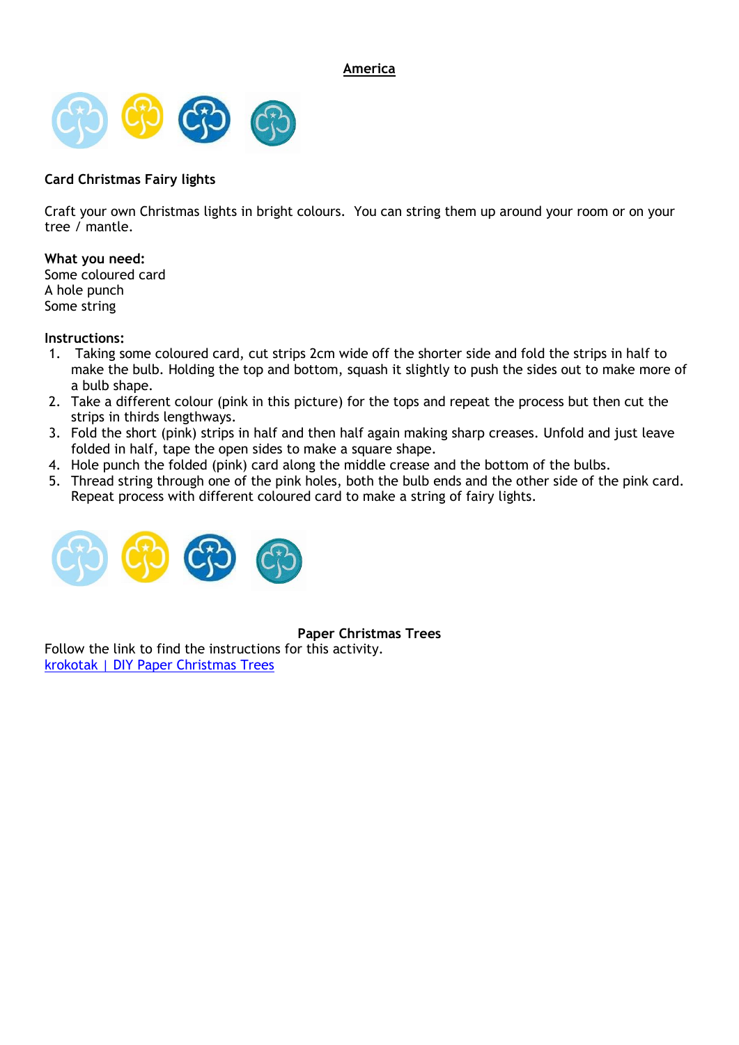## America

**Card Christmas Fairy lights**

Craft your own Christmas lights in bright colours. You can string them up around your room or on your tree / mantle.

**What you need:**
Some coloured card
A hole punch
Some string

**Instructions:**

1. Taking some coloured card, cut strips 2cm wide off the shorter side and fold the strips in half to make the bulb. Holding the top and bottom, squash it slightly to push the sides out to make more of a bulb shape.
2. Take a different colour (pink in this picture) for the tops and repeat the process but then cut the strips in thirds lengthways.
3. Fold the short (pink) strips in half and then half again making sharp creases. Unfold and just leave folded in half, tape the open sides to make a square shape.
4. Hole punch the folded (pink) card along the middle crease and the bottom of the bulbs.
5. Thread string through one of the pink holes, both the bulb ends and the other side of the pink card. Repeat process with different coloured card to make a string of fairy lights.

**Paper Christmas Trees**

Follow the link to find the instructions for this activity.
[krokotak | DIY Paper Christmas Trees]()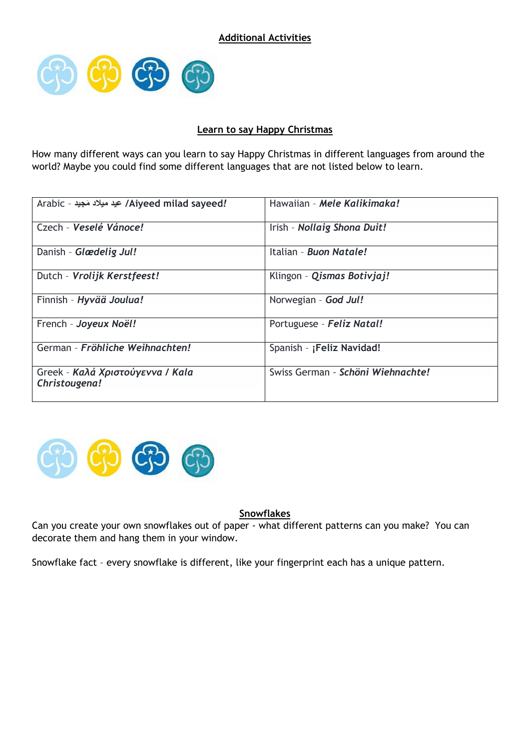## Additional Activities

### Learn to say Happy Christmas

How many different ways can you learn to say Happy Christmas in different languages from around the world? Maybe you could find some different languages that are not listed below to learn.

| | |
|---|---|
| Arabic - عيد ميلاد مَجيد /Aiyeed milad sayeed! | Hawaiian - ***Mele Kalikimaka!*** |
| Czech - ***Veselé Vánoce!*** | Irish - ***Nollaig Shona Duit!*** |
| Danish - ***Glædelig Jul!*** | Italian - ***Buon Natale!*** |
| Dutch - ***Vrolijk Kerstfeest!*** | Klingon - ***Qismas Botivjaj!*** |
| Finnish - ***Hyvää Joulua!*** | Norwegian - ***God Jul!*** |
| French - ***Joyeux Noël!*** | Portuguese - ***Feliz Natal!*** |
| German - ***Fröhliche Weihnachten!*** | Spanish - **¡Feliz Navidad!** |
| Greek - ***Καλά Χριστούγεννα / Kala Christougena!*** | Swiss German - ***Schöni Wiehnachte!*** |

### Snowflakes

Can you create your own snowflakes out of paper - what different patterns can you make? You can decorate them and hang them in your window.

Snowflake fact – every snowflake is different, like your fingerprint each has a unique pattern.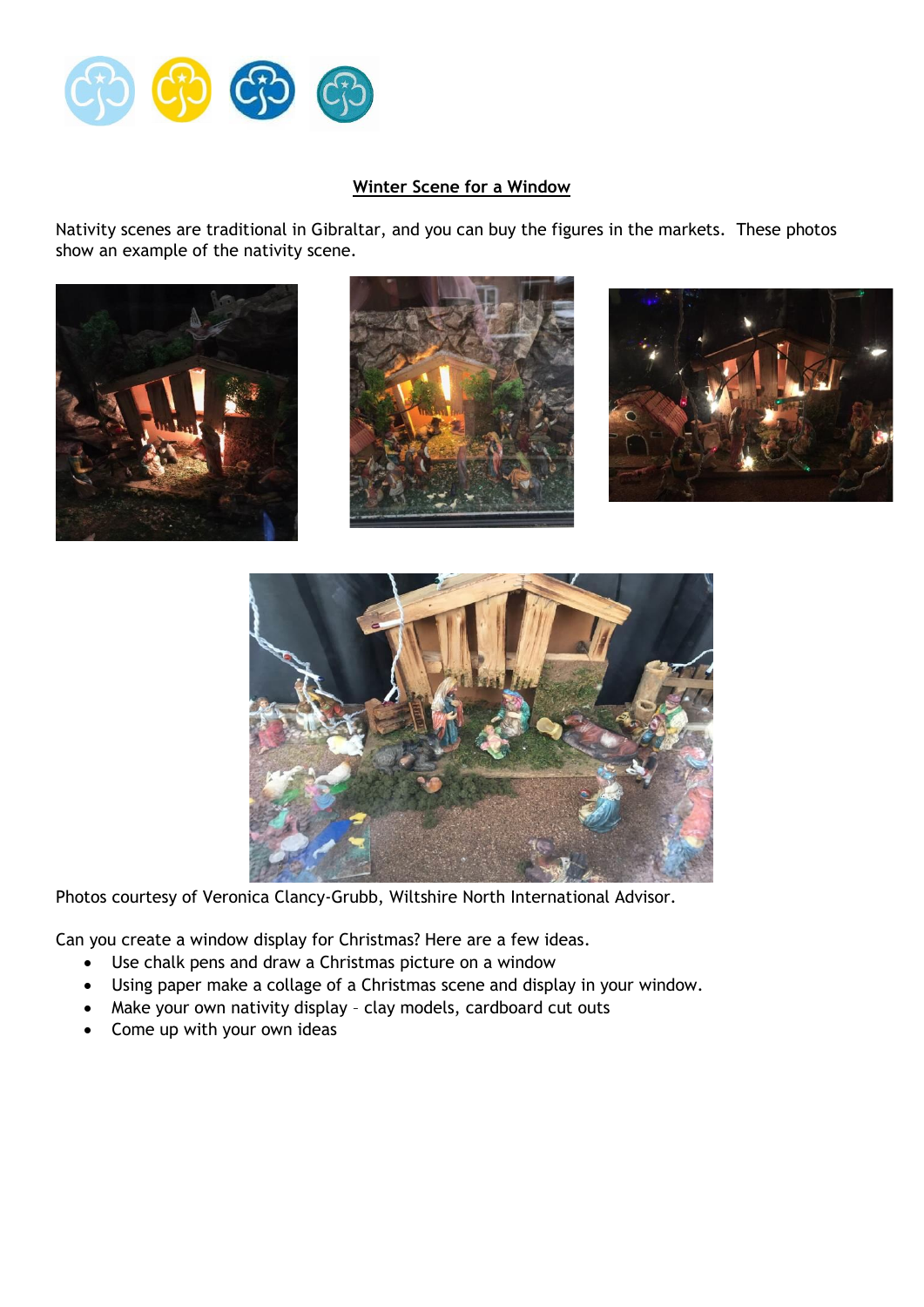## Winter Scene for a Window

Nativity scenes are traditional in Gibraltar, and you can buy the figures in the markets. These photos show an example of the nativity scene.

Photos courtesy of Veronica Clancy-Grubb, Wiltshire North International Advisor.

Can you create a window display for Christmas? Here are a few ideas.

- Use chalk pens and draw a Christmas picture on a window
- Using paper make a collage of a Christmas scene and display in your window.
- Make your own nativity display – clay models, cardboard cut outs
- Come up with your own ideas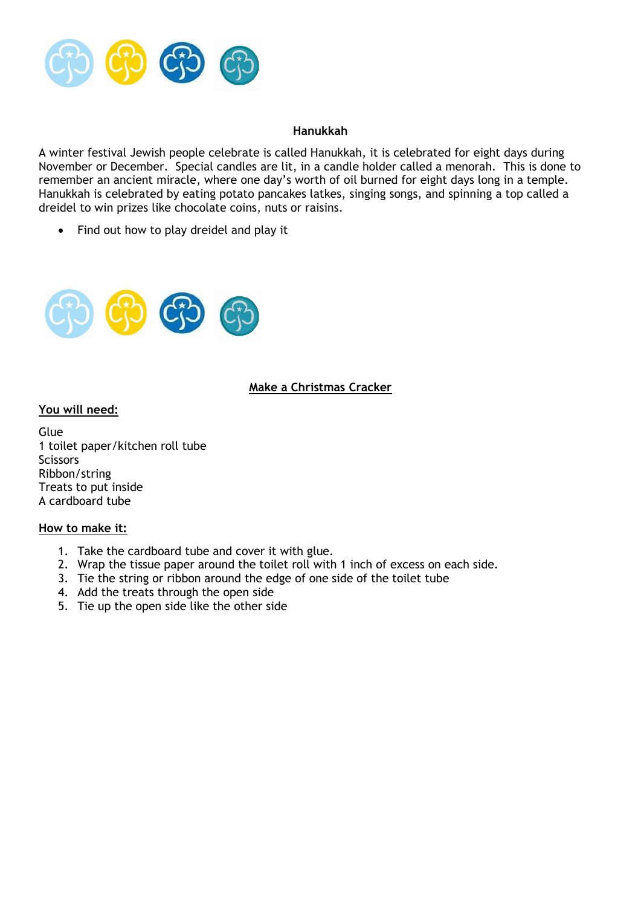## Hanukkah

A winter festival Jewish people celebrate is called Hanukkah, it is celebrated for eight days during November or December. Special candles are lit, in a candle holder called a menorah. This is done to remember an ancient miracle, where one day's worth of oil burned for eight days long in a temple. Hanukkah is celebrated by eating potato pancakes latkes, singing songs, and spinning a top called a dreidel to win prizes like chocolate coins, nuts or raisins.

- Find out how to play dreidel and play it

## Make a Christmas Cracker

**You will need:**

Glue
1 toilet paper/kitchen roll tube
Scissors
Ribbon/string
Treats to put inside
A cardboard tube

**How to make it:**

1. Take the cardboard tube and cover it with glue.
2. Wrap the tissue paper around the toilet roll with 1 inch of excess on each side.
3. Tie the string or ribbon around the edge of one side of the toilet tube
4. Add the treats through the open side
5. Tie up the open side like the other side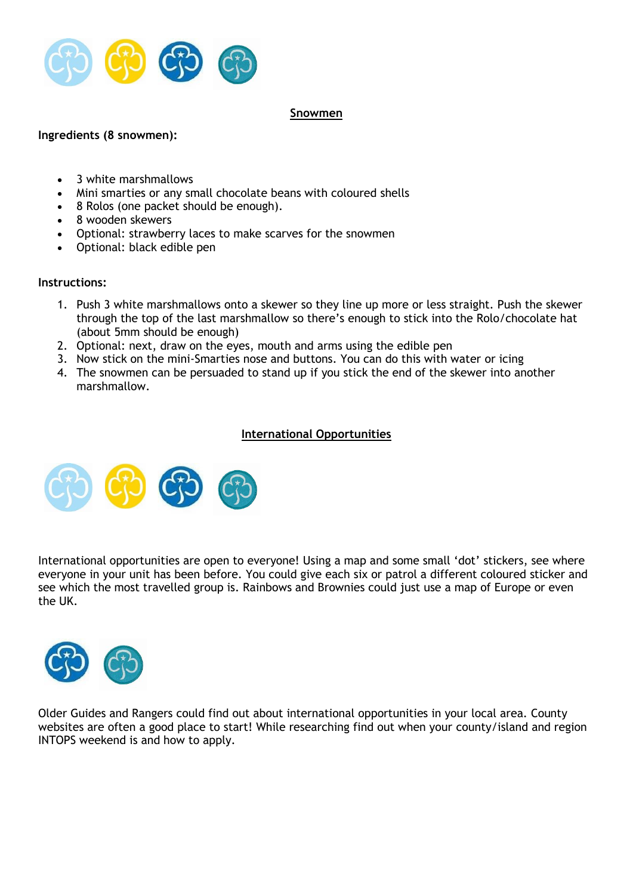## Snowmen

**Ingredients (8 snowmen):**

- 3 white marshmallows
- Mini smarties or any small chocolate beans with coloured shells
- 8 Rolos (one packet should be enough).
- 8 wooden skewers
- Optional: strawberry laces to make scarves for the snowmen
- Optional: black edible pen

**Instructions:**

1. Push 3 white marshmallows onto a skewer so they line up more or less straight. Push the skewer through the top of the last marshmallow so there's enough to stick into the Rolo/chocolate hat (about 5mm should be enough)
2. Optional: next, draw on the eyes, mouth and arms using the edible pen
3. Now stick on the mini-Smarties nose and buttons. You can do this with water or icing
4. The snowmen can be persuaded to stand up if you stick the end of the skewer into another marshmallow.

## International Opportunities

International opportunities are open to everyone! Using a map and some small 'dot' stickers, see where everyone in your unit has been before. You could give each six or patrol a different coloured sticker and see which the most travelled group is. Rainbows and Brownies could just use a map of Europe or even the UK.

Older Guides and Rangers could find out about international opportunities in your local area. County websites are often a good place to start! While researching find out when your county/island and region INTOPS weekend is and how to apply.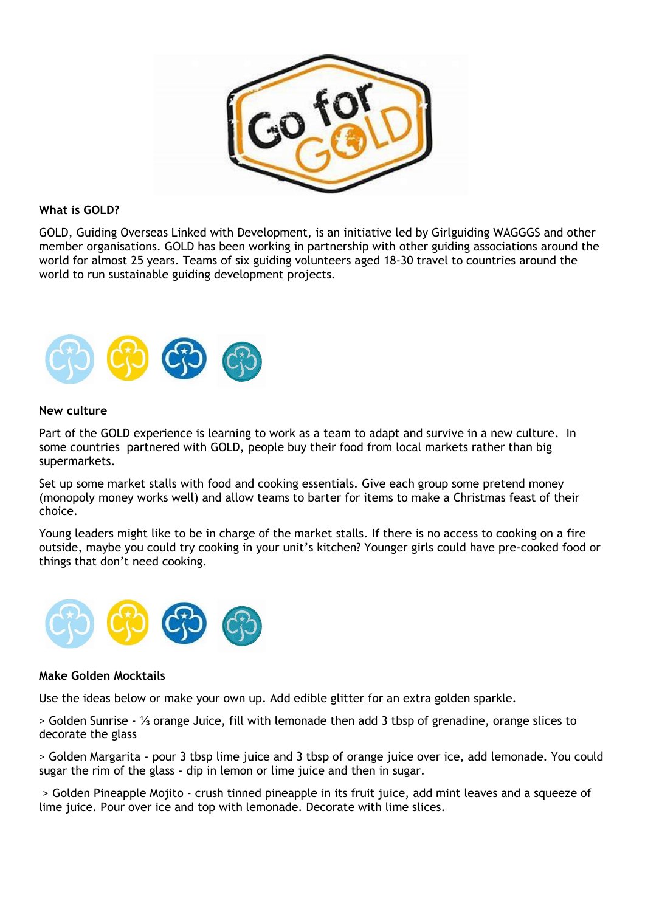**What is GOLD?**

GOLD, Guiding Overseas Linked with Development, is an initiative led by Girlguiding WAGGGS and other member organisations. GOLD has been working in partnership with other guiding associations around the world for almost 25 years. Teams of six guiding volunteers aged 18-30 travel to countries around the world to run sustainable guiding development projects.

**New culture**

Part of the GOLD experience is learning to work as a team to adapt and survive in a new culture. In some countries partnered with GOLD, people buy their food from local markets rather than big supermarkets.

Set up some market stalls with food and cooking essentials. Give each group some pretend money (monopoly money works well) and allow teams to barter for items to make a Christmas feast of their choice.

Young leaders might like to be in charge of the market stalls. If there is no access to cooking on a fire outside, maybe you could try cooking in your unit's kitchen? Younger girls could have pre-cooked food or things that don't need cooking.

**Make Golden Mocktails**

Use the ideas below or make your own up. Add edible glitter for an extra golden sparkle.

> Golden Sunrise - ⅓ orange Juice, fill with lemonade then add 3 tbsp of grenadine, orange slices to decorate the glass

> Golden Margarita - pour 3 tbsp lime juice and 3 tbsp of orange juice over ice, add lemonade. You could sugar the rim of the glass - dip in lemon or lime juice and then in sugar.

> Golden Pineapple Mojito - crush tinned pineapple in its fruit juice, add mint leaves and a squeeze of lime juice. Pour over ice and top with lemonade. Decorate with lime slices.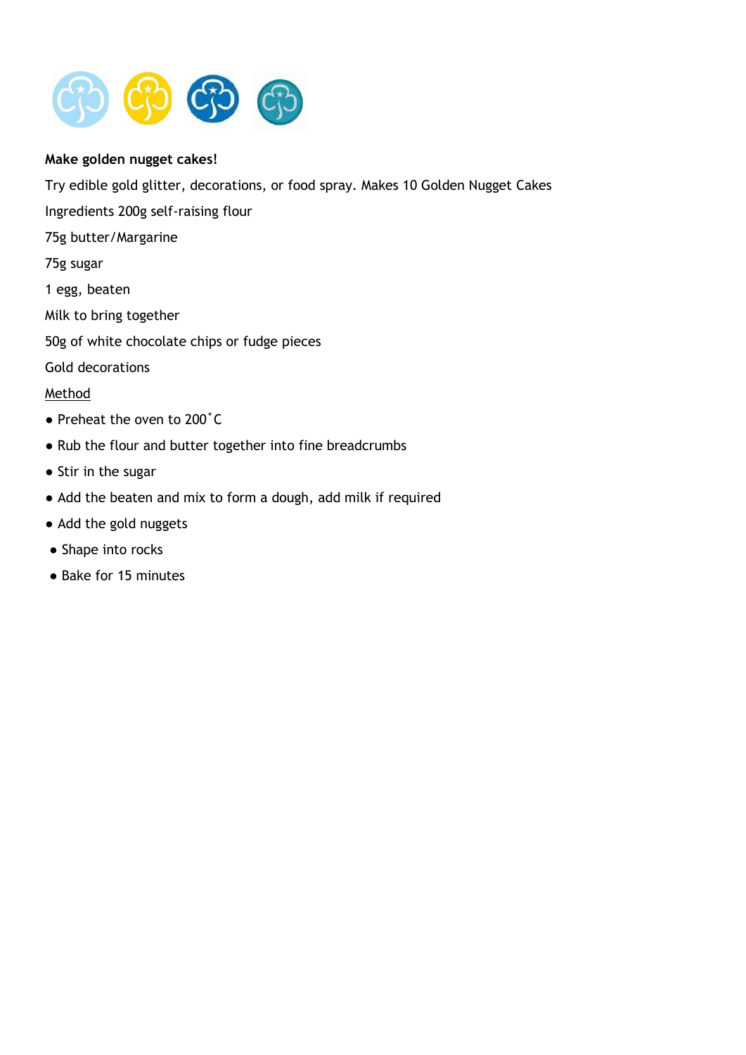**Make golden nugget cakes!**

Try edible gold glitter, decorations, or food spray. Makes 10 Golden Nugget Cakes

Ingredients 200g self-raising flour

75g butter/Margarine

75g sugar

1 egg, beaten

Milk to bring together

50g of white chocolate chips or fudge pieces

Gold decorations

<u>Method</u>

- Preheat the oven to 200˚C
- Rub the flour and butter together into fine breadcrumbs
- Stir in the sugar
- Add the beaten and mix to form a dough, add milk if required
- Add the gold nuggets
- Shape into rocks
- Bake for 15 minutes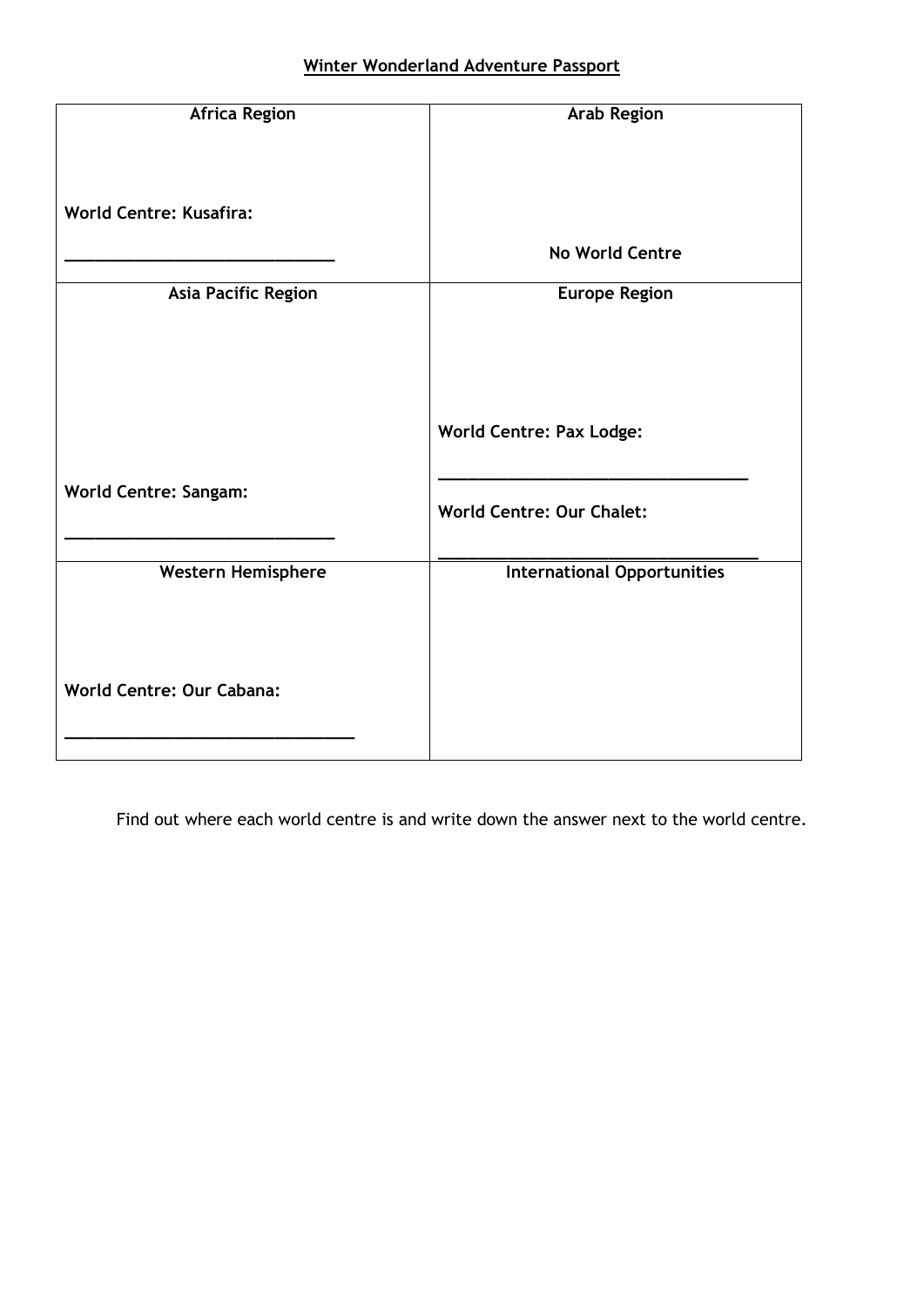## Winter Wonderland Adventure Passport

| Africa Region | Arab Region |
| --- | --- |
| **World Centre: Kusafira:** ____________________________ | **No World Centre** |
| **Asia Pacific Region** | **Europe Region** |
| **World Centre: Sangam:** ____________________________ | **World Centre: Pax Lodge:** ________________________________ **World Centre: Our Chalet:** _________________________________ |
| **Western Hemisphere** | **International Opportunities** |
| **World Centre: Our Cabana:** ______________________________ | |

Find out where each world centre is and write down the answer next to the world centre.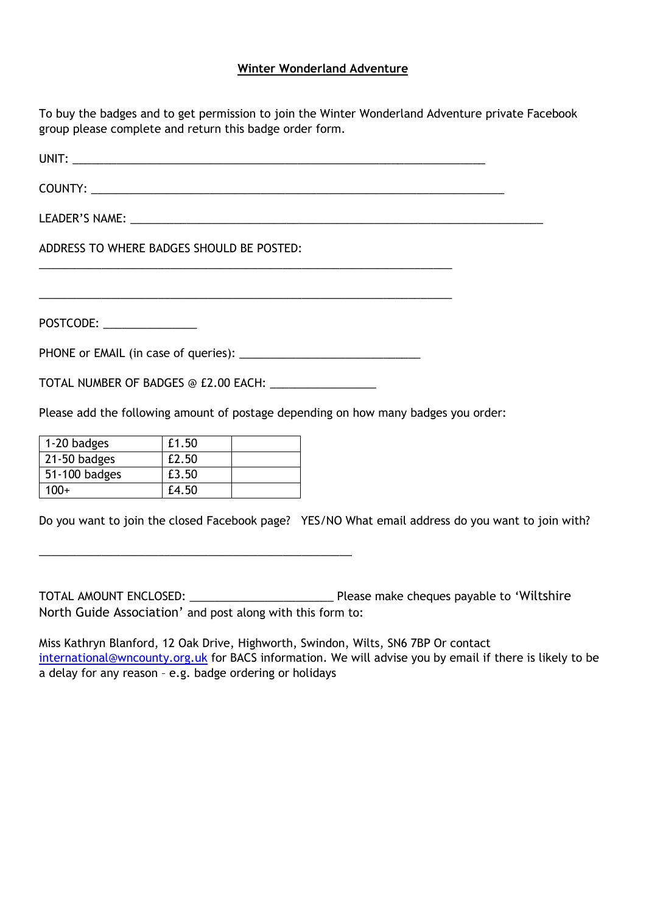## Winter Wonderland Adventure

To buy the badges and to get permission to join the Winter Wonderland Adventure private Facebook group please complete and return this badge order form.

UNIT: ______________________________________________________________________

COUNTY: ____________________________________________________________________

LEADER'S NAME: _____________________________________________________________________

ADDRESS TO WHERE BADGES SHOULD BE POSTED:

______________________________________________________________________

______________________________________________________________________

POSTCODE: ________________

PHONE or EMAIL (in case of queries): ______________________________

TOTAL NUMBER OF BADGES @ £2.00 EACH: __________________

Please add the following amount of postage depending on how many badges you order:

| | | |
|---|---|---|
| 1-20 badges | £1.50 | |
| 21-50 badges | £2.50 | |
| 51-100 badges | £3.50 | |
| 100+ | £4.50 | |

Do you want to join the closed Facebook page? YES/NO What email address do you want to join with?

_____________________________________________________

TOTAL AMOUNT ENCLOSED: ________________________ Please make cheques payable to 'Wiltshire North Guide Association' and post along with this form to:

Miss Kathryn Blanford, 12 Oak Drive, Highworth, Swindon, Wilts, SN6 7BP Or contact international@wncounty.org.uk for BACS information. We will advise you by email if there is likely to be a delay for any reason – e.g. badge ordering or holidays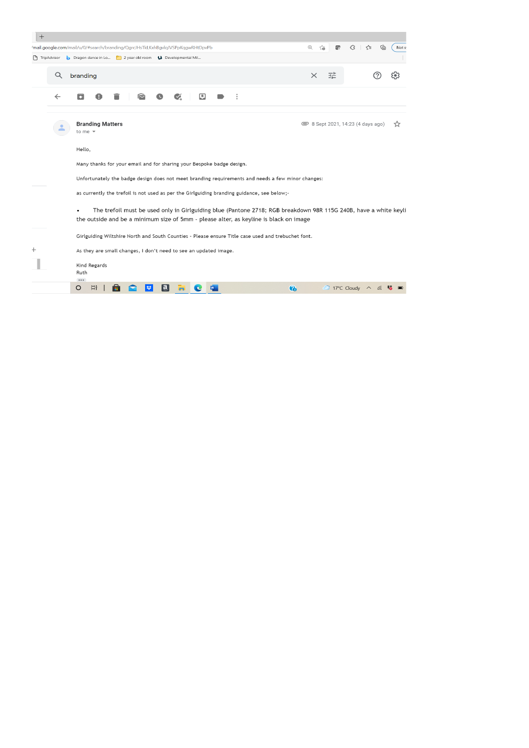**Branding Matters**

to me

8 Sept 2021, 14:23 (4 days ago)

Hello,

Many thanks for your email and for sharing your Bespoke badge design.

Unfortunately the badge design does not meet branding requirements and needs a few minor changes:

as currently the trefoil is not used as per the Girlguiding branding guidance, see below;-

- The trefoil must be used only in Girlguiding blue (Pantone 2718; RGB breakdown 98R 115G 240B, have a white keyli the outside and be a minimum size of 5mm - please alter, as keyline is black on image

Girlguiding Wiltshire North and South Counties - Please ensure Title case used and trebuchet font.

As they are small changes, I don't need to see an updated image.

Kind Regards
Ruth